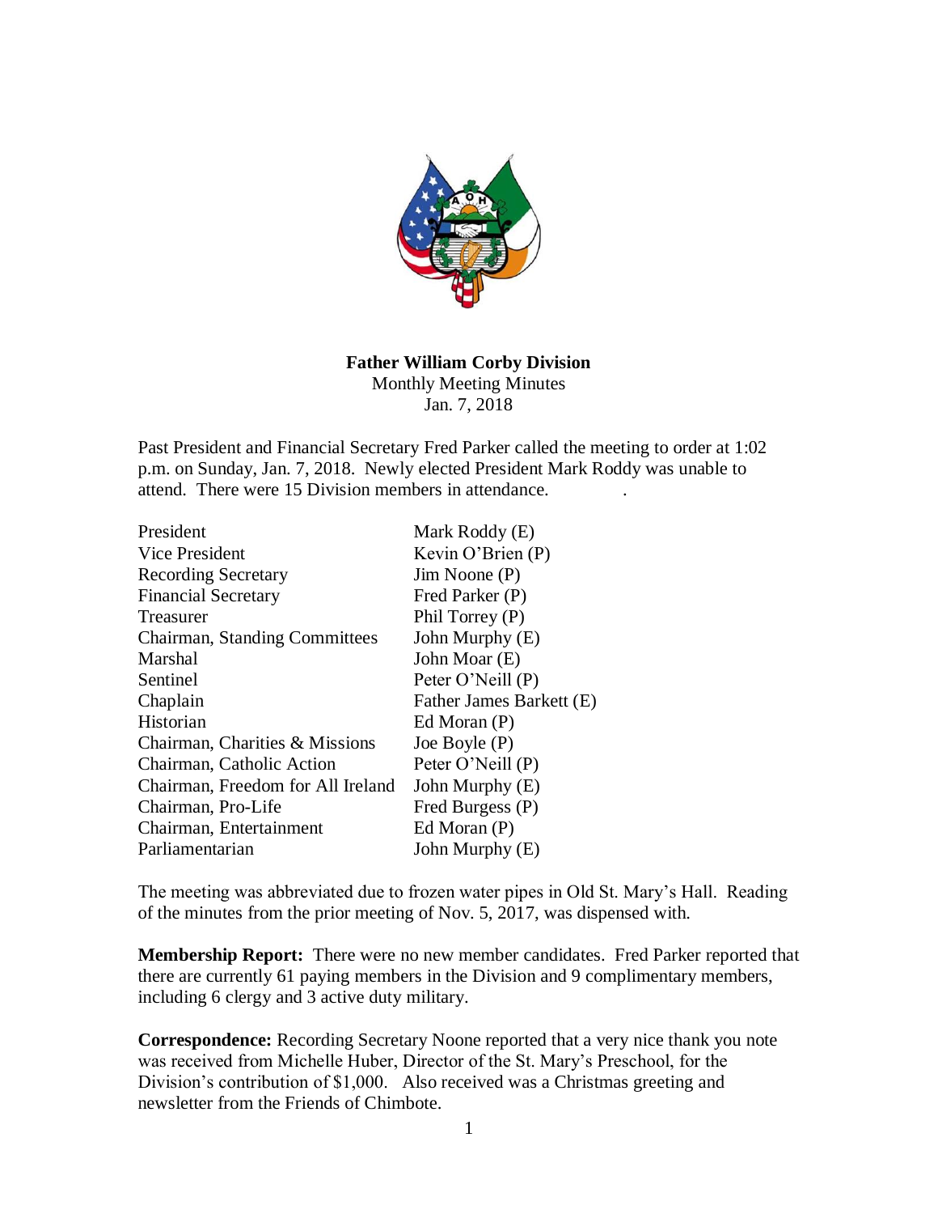**Father William Corby Division**
Monthly Meeting Minutes
Jan. 7, 2018

Past President and Financial Secretary Fred Parker called the meeting to order at 1:02 p.m. on Sunday, Jan. 7, 2018. Newly elected President Mark Roddy was unable to attend. There were 15 Division members in attendance.

| | |
|---|---|
| President | Mark Roddy (E) |
| Vice President | Kevin O'Brien (P) |
| Recording Secretary | Jim Noone (P) |
| Financial Secretary | Fred Parker (P) |
| Treasurer | Phil Torrey (P) |
| Chairman, Standing Committees | John Murphy (E) |
| Marshal | John Moar (E) |
| Sentinel | Peter O'Neill (P) |
| Chaplain | Father James Barkett (E) |
| Historian | Ed Moran (P) |
| Chairman, Charities & Missions | Joe Boyle (P) |
| Chairman, Catholic Action | Peter O'Neill (P) |
| Chairman, Freedom for All Ireland | John Murphy (E) |
| Chairman, Pro-Life | Fred Burgess (P) |
| Chairman, Entertainment | Ed Moran (P) |
| Parliamentarian | John Murphy (E) |

The meeting was abbreviated due to frozen water pipes in Old St. Mary's Hall. Reading of the minutes from the prior meeting of Nov. 5, 2017, was dispensed with.

**Membership Report:** There were no new member candidates. Fred Parker reported that there are currently 61 paying members in the Division and 9 complimentary members, including 6 clergy and 3 active duty military.

**Correspondence:** Recording Secretary Noone reported that a very nice thank you note was received from Michelle Huber, Director of the St. Mary's Preschool, for the Division's contribution of $1,000. Also received was a Christmas greeting and newsletter from the Friends of Chimbote.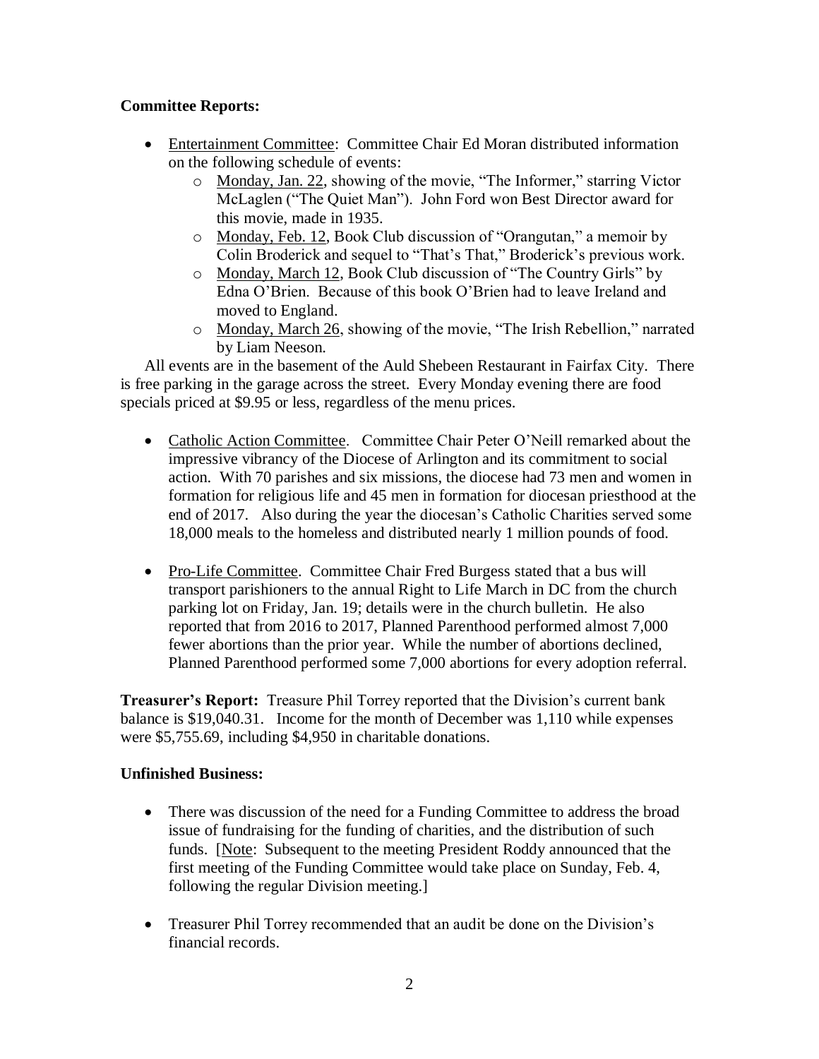**Committee Reports:**

- Entertainment Committee: Committee Chair Ed Moran distributed information on the following schedule of events:
  - Monday, Jan. 22, showing of the movie, "The Informer," starring Victor McLaglen ("The Quiet Man"). John Ford won Best Director award for this movie, made in 1935.
  - Monday, Feb. 12, Book Club discussion of "Orangutan," a memoir by Colin Broderick and sequel to "That's That," Broderick's previous work.
  - Monday, March 12, Book Club discussion of "The Country Girls" by Edna O'Brien. Because of this book O'Brien had to leave Ireland and moved to England.
  - Monday, March 26, showing of the movie, "The Irish Rebellion," narrated by Liam Neeson.

All events are in the basement of the Auld Shebeen Restaurant in Fairfax City. There is free parking in the garage across the street. Every Monday evening there are food specials priced at $9.95 or less, regardless of the menu prices.

- Catholic Action Committee. Committee Chair Peter O'Neill remarked about the impressive vibrancy of the Diocese of Arlington and its commitment to social action. With 70 parishes and six missions, the diocese had 73 men and women in formation for religious life and 45 men in formation for diocesan priesthood at the end of 2017. Also during the year the diocesan's Catholic Charities served some 18,000 meals to the homeless and distributed nearly 1 million pounds of food.

- Pro-Life Committee. Committee Chair Fred Burgess stated that a bus will transport parishioners to the annual Right to Life March in DC from the church parking lot on Friday, Jan. 19; details were in the church bulletin. He also reported that from 2016 to 2017, Planned Parenthood performed almost 7,000 fewer abortions than the prior year. While the number of abortions declined, Planned Parenthood performed some 7,000 abortions for every adoption referral.

**Treasurer's Report:** Treasure Phil Torrey reported that the Division's current bank balance is $19,040.31. Income for the month of December was 1,110 while expenses were $5,755.69, including $4,950 in charitable donations.

**Unfinished Business:**

- There was discussion of the need for a Funding Committee to address the broad issue of fundraising for the funding of charities, and the distribution of such funds. [Note: Subsequent to the meeting President Roddy announced that the first meeting of the Funding Committee would take place on Sunday, Feb. 4, following the regular Division meeting.]

- Treasurer Phil Torrey recommended that an audit be done on the Division's financial records.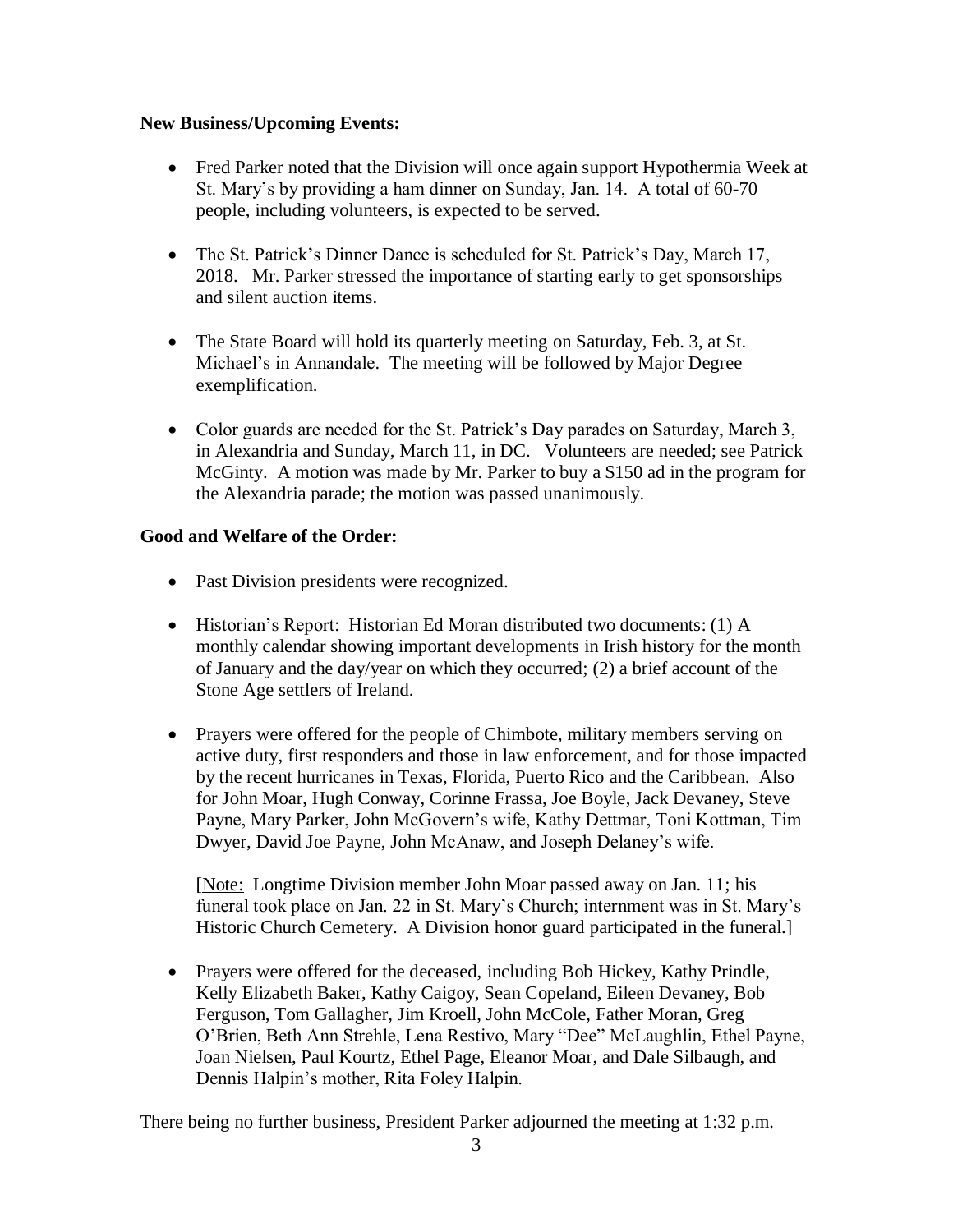**New Business/Upcoming Events:**

- Fred Parker noted that the Division will once again support Hypothermia Week at St. Mary's by providing a ham dinner on Sunday, Jan. 14. A total of 60-70 people, including volunteers, is expected to be served.
- The St. Patrick's Dinner Dance is scheduled for St. Patrick's Day, March 17, 2018. Mr. Parker stressed the importance of starting early to get sponsorships and silent auction items.
- The State Board will hold its quarterly meeting on Saturday, Feb. 3, at St. Michael's in Annandale. The meeting will be followed by Major Degree exemplification.
- Color guards are needed for the St. Patrick's Day parades on Saturday, March 3, in Alexandria and Sunday, March 11, in DC. Volunteers are needed; see Patrick McGinty. A motion was made by Mr. Parker to buy a $150 ad in the program for the Alexandria parade; the motion was passed unanimously.

**Good and Welfare of the Order:**

- Past Division presidents were recognized.
- Historian's Report: Historian Ed Moran distributed two documents: (1) A monthly calendar showing important developments in Irish history for the month of January and the day/year on which they occurred; (2) a brief account of the Stone Age settlers of Ireland.
- Prayers were offered for the people of Chimbote, military members serving on active duty, first responders and those in law enforcement, and for those impacted by the recent hurricanes in Texas, Florida, Puerto Rico and the Caribbean. Also for John Moar, Hugh Conway, Corinne Frassa, Joe Boyle, Jack Devaney, Steve Payne, Mary Parker, John McGovern's wife, Kathy Dettmar, Toni Kottman, Tim Dwyer, David Joe Payne, John McAnaw, and Joseph Delaney's wife.

  [Note: Longtime Division member John Moar passed away on Jan. 11; his funeral took place on Jan. 22 in St. Mary's Church; internment was in St. Mary's Historic Church Cemetery. A Division honor guard participated in the funeral.]

- Prayers were offered for the deceased, including Bob Hickey, Kathy Prindle, Kelly Elizabeth Baker, Kathy Caigoy, Sean Copeland, Eileen Devaney, Bob Ferguson, Tom Gallagher, Jim Kroell, John McCole, Father Moran, Greg O'Brien, Beth Ann Strehle, Lena Restivo, Mary "Dee" McLaughlin, Ethel Payne, Joan Nielsen, Paul Kourtz, Ethel Page, Eleanor Moar, and Dale Silbaugh, and Dennis Halpin's mother, Rita Foley Halpin.

There being no further business, President Parker adjourned the meeting at 1:32 p.m.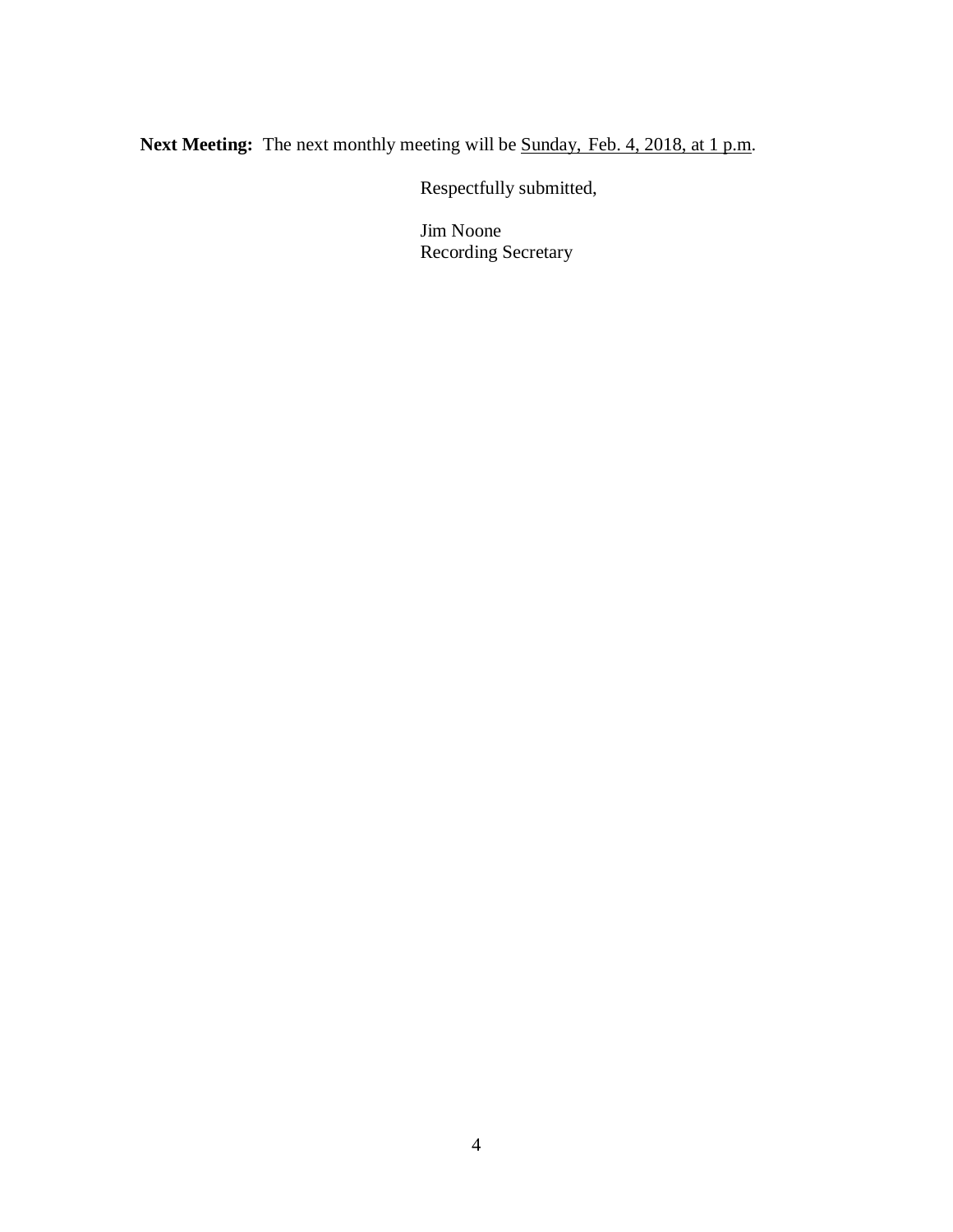**Next Meeting:** The next monthly meeting will be Sunday, Feb. 4, 2018, at 1 p.m.

Respectfully submitted,

Jim Noone
Recording Secretary